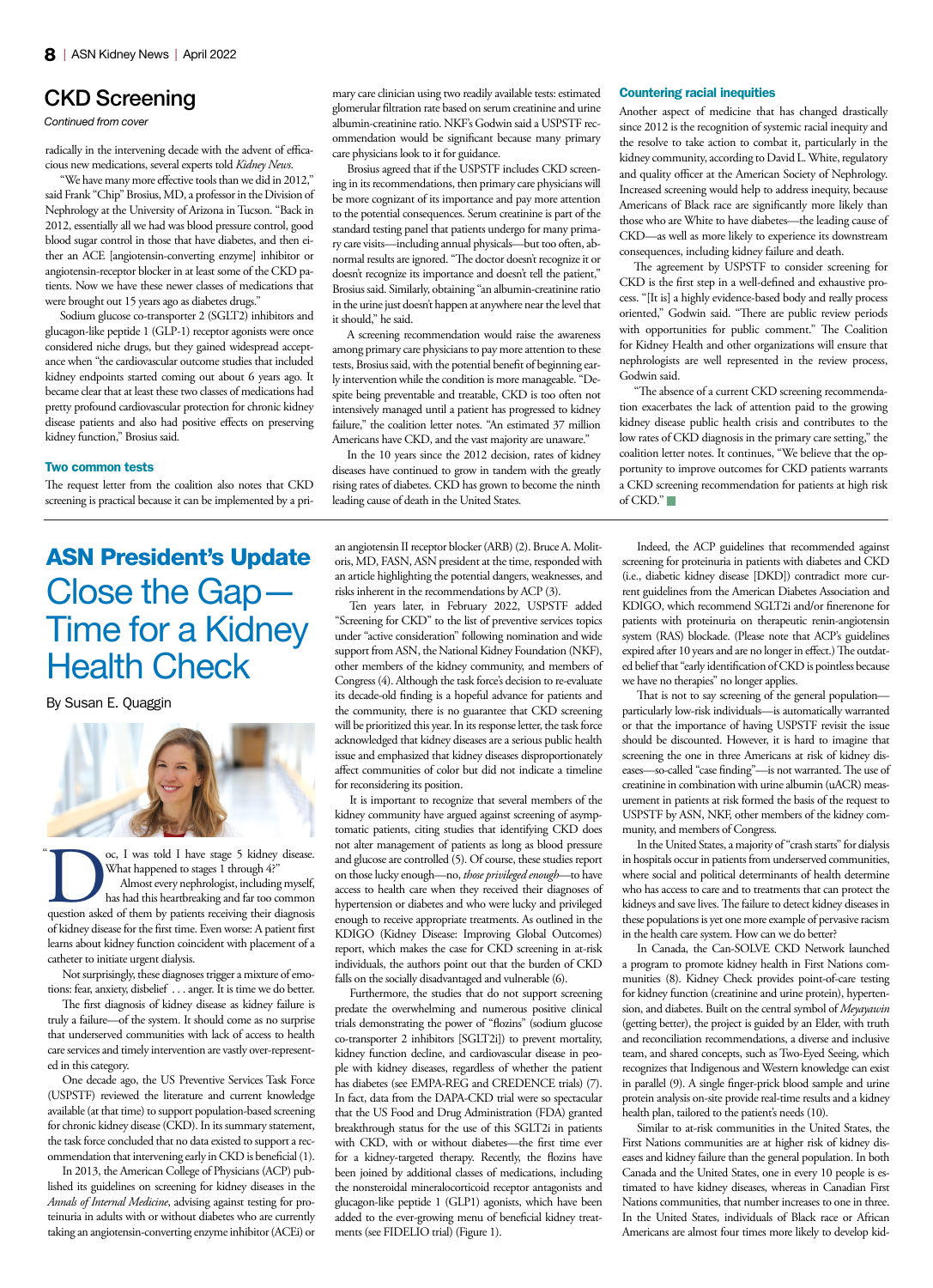## CKD Screening

*Continued from cover*

radically in the intervening decade with the advent of efficacious new medications, several experts told *Kidney News*.

"We have many more effective tools than we did in 2012," said Frank "Chip" Brosius, MD, a professor in the Division of Nephrology at the University of Arizona in Tucson. "Back in 2012, essentially all we had was blood pressure control, good blood sugar control in those that have diabetes, and then either an ACE [angiotensin-converting enzyme] inhibitor or angiotensin-receptor blocker in at least some of the CKD patients. Now we have these newer classes of medications that were brought out 15 years ago as diabetes drugs."

Sodium glucose co-transporter 2 (SGLT2) inhibitors and glucagon-like peptide 1 (GLP-1) receptor agonists were once considered niche drugs, but they gained widespread acceptance when "the cardiovascular outcome studies that included kidney endpoints started coming out about 6 years ago. It became clear that at least these two classes of medications had pretty profound cardiovascular protection for chronic kidney disease patients and also had positive effects on preserving kidney function," Brosius said.

### Two common tests

The request letter from the coalition also notes that CKD screening is practical because it can be implemented by a primary care clinician using two readily available tests: estimated glomerular filtration rate based on serum creatinine and urine albumin-creatinine ratio. NKF's Godwin said a USPSTF recommendation would be significant because many primary care physicians look to it for guidance.

Brosius agreed that if the USPSTF includes CKD screening in its recommendations, then primary care physicians will be more cognizant of its importance and pay more attention to the potential consequences. Serum creatinine is part of the standard testing panel that patients undergo for many primary care visits—including annual physicals—but too often, abnormal results are ignored. "The doctor doesn't recognize it or doesn't recognize its importance and doesn't tell the patient," Brosius said. Similarly, obtaining "an albumin-creatinine ratio in the urine just doesn't happen at anywhere near the level that it should," he said.

A screening recommendation would raise the awareness among primary care physicians to pay more attention to these tests, Brosius said, with the potential benefit of beginning early intervention while the condition is more manageable. "Despite being preventable and treatable, CKD is too often not intensively managed until a patient has progressed to kidney failure," the coalition letter notes. "An estimated 37 million Americans have CKD, and the vast majority are unaware."

In the 10 years since the 2012 decision, rates of kidney diseases have continued to grow in tandem with the greatly rising rates of diabetes. CKD has grown to become the ninth leading cause of death in the United States.

### Countering racial inequities

Another aspect of medicine that has changed drastically since 2012 is the recognition of systemic racial inequity and the resolve to take action to combat it, particularly in the kidney community, according to David L. White, regulatory and quality officer at the American Society of Nephrology. Increased screening would help to address inequity, because Americans of Black race are significantly more likely than those who are White to have diabetes—the leading cause of CKD—as well as more likely to experience its downstream consequences, including kidney failure and death.

The agreement by USPSTF to consider screening for CKD is the first step in a well-defined and exhaustive process. "[It is] a highly evidence-based body and really process oriented," Godwin said. "There are public review periods with opportunities for public comment." The Coalition for Kidney Health and other organizations will ensure that nephrologists are well represented in the review process, Godwin said.

"The absence of a current CKD screening recommendation exacerbates the lack of attention paid to the growing kidney disease public health crisis and contributes to the low rates of CKD diagnosis in the primary care setting," the coalition letter notes. It continues, "We believe that the opportunity to improve outcomes for CKD patients warrants a CKD screening recommendation for patients at high risk of CKD." ■

---

## ASN President's Update

# Close the Gap—Time for a Kidney Health Check

By Susan E. Quaggin

"Doc, I was told I have stage 5 kidney disease. What happened to stages 1 through 4?"

Almost every nephrologist, including myself, has had this heartbreaking and far too common question asked of them by patients receiving their diagnosis of kidney disease for the first time. Even worse: A patient first learns about kidney function coincident with placement of a catheter to initiate urgent dialysis.

Not surprisingly, these diagnoses trigger a mixture of emotions: fear, anxiety, disbelief . . . anger. It is time we do better.

The first diagnosis of kidney disease as kidney failure is truly a failure—of the system. It should come as no surprise that underserved communities with lack of access to health care services and timely intervention are vastly over-represented in this category.

One decade ago, the US Preventive Services Task Force (USPSTF) reviewed the literature and current knowledge available (at that time) to support population-based screening for chronic kidney disease (CKD). In its summary statement, the task force concluded that no data existed to support a recommendation that intervening early in CKD is beneficial (1).

In 2013, the American College of Physicians (ACP) published its guidelines on screening for kidney diseases in the *Annals of Internal Medicine*, advising against testing for proteinuria in adults with or without diabetes who are currently taking an angiotensin-converting enzyme inhibitor (ACEi) or an angiotensin II receptor blocker (ARB) (2). Bruce A. Molitoris, MD, FASN, ASN president at the time, responded with an article highlighting the potential dangers, weaknesses, and risks inherent in the recommendations by ACP (3).

Ten years later, in February 2022, USPSTF added "Screening for CKD" to the list of preventive services topics under "active consideration" following nomination and wide support from ASN, the National Kidney Foundation (NKF), other members of the kidney community, and members of Congress (4). Although the task force's decision to re-evaluate its decade-old finding is a hopeful advance for patients and the community, there is no guarantee that CKD screening will be prioritized this year. In its response letter, the task force acknowledged that kidney diseases are a serious public health issue and emphasized that kidney diseases disproportionately affect communities of color but did not indicate a timeline for reconsidering its position.

It is important to recognize that several members of the kidney community have argued against screening of asymptomatic patients, citing studies that identifying CKD does not alter management of patients as long as blood pressure and glucose are controlled (5). Of course, these studies report on those lucky enough—no, *those privileged enough*—to have access to health care when they received their diagnoses of hypertension or diabetes and who were lucky and privileged enough to receive appropriate treatments. As outlined in the KDIGO (Kidney Disease: Improving Global Outcomes) report, which makes the case for CKD screening in at-risk individuals, the authors point out that the burden of CKD falls on the socially disadvantaged and vulnerable (6).

Furthermore, the studies that do not support screening predate the overwhelming and numerous positive clinical trials demonstrating the power of "flozins" (sodium glucose co-transporter 2 inhibitors [SGLT2i]) to prevent mortality, kidney function decline, and cardiovascular disease in people with kidney diseases, regardless of whether the patient has diabetes (see EMPA-REG and CREDENCE trials) (7). In fact, data from the DAPA-CKD trial were so spectacular that the US Food and Drug Administration (FDA) granted breakthrough status for the use of this SGLT2i in patients with CKD, with or without diabetes—the first time ever for a kidney-targeted therapy. Recently, the flozins have been joined by additional classes of medications, including the nonsteroidal mineralocorticoid receptor antagonists and glucagon-like peptide 1 (GLP1) agonists, which have been added to the ever-growing menu of beneficial kidney treatments (see FIDELIO trial) (Figure 1).

Indeed, the ACP guidelines that recommended against screening for proteinuria in patients with diabetes and CKD (i.e., diabetic kidney disease [DKD]) contradict more current guidelines from the American Diabetes Association and KDIGO, which recommend SGLT2i and/or finerenone for patients with proteinuria on therapeutic renin-angiotensin system (RAS) blockade. (Please note that ACP's guidelines expired after 10 years and are no longer in effect.) The outdated belief that "early identification of CKD is pointless because we have no therapies" no longer applies.

That is not to say screening of the general population—particularly low-risk individuals—is automatically warranted or that the importance of having USPSTF revisit the issue should be discounted. However, it is hard to imagine that screening the one in three Americans at risk of kidney diseases—so-called "case finding"—is not warranted. The use of creatinine in combination with urine albumin (uACR) measurement in patients at risk formed the basis of the request to USPSTF by ASN, NKF, other members of the kidney community, and members of Congress.

In the United States, a majority of "crash starts" for dialysis in hospitals occur in patients from underserved communities, where social and political determinants of health determine who has access to care and to treatments that can protect the kidneys and save lives. The failure to detect kidney diseases in these populations is yet one more example of pervasive racism in the health care system. How can we do better?

In Canada, the Can-SOLVE CKD Network launched a program to promote kidney health in First Nations communities (8). Kidney Check provides point-of-care testing for kidney function (creatinine and urine protein), hypertension, and diabetes. Built on the central symbol of *Meyayawin* (getting better), the project is guided by an Elder, with truth and reconciliation recommendations, a diverse and inclusive team, and shared concepts, such as Two-Eyed Seeing, which recognizes that Indigenous and Western knowledge can exist in parallel (9). A single finger-prick blood sample and urine protein analysis on-site provide real-time results and a kidney health plan, tailored to the patient's needs (10).

Similar to at-risk communities in the United States, the First Nations communities are at higher risk of kidney diseases and kidney failure than the general population. In both Canada and the United States, one in every 10 people is estimated to have kidney diseases, whereas in Canadian First Nations communities, that number increases to one in three. In the United States, individuals of Black race or African Americans are almost four times more likely to develop kid-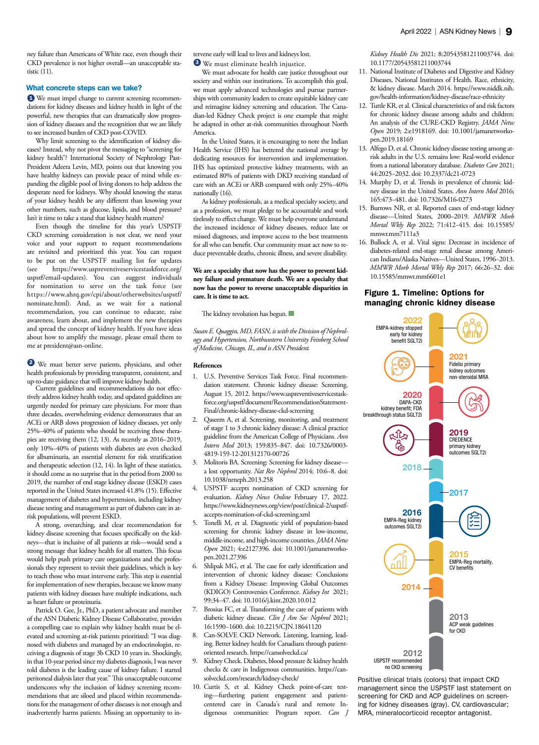ney failure than Americans of White race, even though their CKD prevalence is not higher overall—an unacceptable statistic (11).

### What concrete steps can we take?

**1** We must impel change to current screening recommendations for kidney diseases and kidney health in light of the powerful, new therapies that can dramatically slow progression of kidney diseases and the recognition that we are likely to see increased burden of CKD post-COVID.

Why limit screening to the identification of kidney diseases? Instead, why not pivot the messaging to "screening for kidney health"? International Society of Nephrology Past-President Adeera Levin, MD, points out that knowing you have healthy kidneys can provide peace of mind while expanding the eligible pool of living donors to help address the desperate need for kidneys. Why should knowing the status of your kidney health be any different than knowing your other numbers, such as glucose, lipids, and blood pressure? Isn't it time to take a stand that kidney health matters?

Even though the timeline for this year's USPSTF CKD screening consideration is not clear, we need your voice and your support to request recommendations are revisited and prioritized this year. You can request to be put on the USPSTF mailing list for updates (see https://www.uspreventiveservicestaskforce.org/uspstf/email-updates). You can suggest individuals for nomination to serve on the task force (see https://www.ahrq.gov/cpi/about/otherwebsites/uspstf/nominate.html). And, as we wait for a national recommendation, you can continue to educate, raise awareness, learn about, and implement the new therapies and spread the concept of kidney health. If you have ideas about how to amplify the message, please email them to me at president@asn-online.

**2** We must better serve patients, physicians, and other health professionals by providing transparent, consistent, and up-to-date guidance that will improve kidney health.

Current guidelines and recommendations do not effectively address kidney health today, and updated guidelines are urgently needed for primary care physicians. For more than three decades, overwhelming evidence demonstrates that an ACEi or ARB slows progression of kidney diseases, yet only 25%–40% of patients who should be receiving these therapies are receiving them (12, 13). As recently as 2016–2019, only 10%–40% of patients with diabetes are even checked for albuminuria, an essential element for risk stratification and therapeutic selection (12, 14). In light of these statistics, it should come as no surprise that in the period from 2000 to 2019, the number of end stage kidney disease (ESKD) cases reported in the United States increased 41.8% (15). Effective management of diabetes and hypertension, including kidney disease testing and management as part of diabetes care in at-risk populations, will prevent ESKD.

A strong, overarching, and clear recommendation for kidney disease screening that focuses specifically on the kidneys—that is inclusive of all patients at risk—would send a strong message that kidney health for all matters. This focus would help push primary care organizations and the professionals they represent to revisit their guidelines, which is key to reach those who must intervene early. This step is essential for implementation of new therapies, because we know many patients with kidney diseases have multiple indications, such as heart failure or proteinuria.

Patrick O. Gee, Jr., PhD, a patient advocate and member of the ASN Diabetic Kidney Disease Collaborative, provides a compelling case to explain why kidney health must be elevated and screening at-risk patients prioritized: "I was diagnosed with diabetes and managed by an endocrinologist, receiving a diagnosis of stage 3b CKD 10 years in. Shockingly, in that 10-year period since my diabetes diagnosis, I was never told diabetes is the leading cause of kidney failure. I started peritoneal dialysis later that year." This unacceptable outcome underscores why the inclusion of kidney screening recommendations that are siloed and placed within recommendations for the management of other diseases is not enough and inadvertently harms patients. Missing an opportunity to intervene early will lead to lives and kidneys lost.

**3** We must eliminate health injustice.

We must advocate for health care justice throughout our society and within our institutions. To accomplish this goal, we must apply advanced technologies and pursue partnerships with community leaders to create equitable kidney care and reimagine kidney screening and education. The Canadian-led Kidney Check project is one example that might be adapted in other at-risk communities throughout North America.

In the United States, it is encouraging to note the Indian Health Service (IHS) has bettered the national average by dedicating resources for intervention and implementation. IHS has optimized protective kidney treatments, with an estimated 80% of patients with DKD receiving standard of care with an ACEi or ARB compared with only 25%–40% nationally (16).

As kidney professionals, as a medical specialty society, and as a profession, we must pledge to be accountable and work tirelessly to effect change. We must help everyone understand the increased incidence of kidney diseases, reduce late or missed diagnoses, and improve access to the best treatments for all who can benefit. Our community must act now to reduce preventable deaths, chronic illness, and severe disability.

**We are a specialty that now has the power to prevent kidney failure and premature death. We are a specialty that now has the power to reverse unacceptable disparities in care. It is time to act.**

The kidney revolution has begun. ■

*Susan E. Quaggin, MD, FASN, is with the Division of Nephrology and Hypertension, Northwestern University Feinberg School of Medicine, Chicago, IL, and is ASN President.*

#### References

1. U.S. Preventive Services Task Force. Final recommendation statement. Chronic kidney disease: Screening. August 15, 2012. https://www.uspreventiveservicestaskforce.org/uspstf/document/RecommendationStatementFinal/chronic-kidney-disease-ckd-screening
2. Qaseem A, et al. Screening, monitoring, and treatment of stage 1 to 3 chronic kidney disease: A clinical practice guideline from the American College of Physicians. *Ann Intern Med* 2013; 159:835–847. doi: 10.7326/0003-4819-159-12-201312170-00726
3. Molitoris BA. Screening: Screening for kidney disease—a lost opportunity. *Nat Rev Nephrol* 2014; 10:6–8. doi: 10.1038/nrneph.2013.258
4. USPSTF accepts nomination of CKD screening for evaluation. *Kidney News Online* February 17, 2022. https://www.kidneynews.org/view/post/clinical-2/uspstf-accepts-nomination-of-ckd-screening.xml
5. Tonelli M, et al. Diagnostic yield of population-based screening for chronic kidney disease in low-income, middle-income, and high-income countries. *JAMA Netw Open* 2021; 4:e2127396. doi: 10.1001/jamanetworkopen.2021.27396
6. Shlipak MG, et al. The case for early identification and intervention of chronic kidney disease: Conclusions from a Kidney Disease: Improving Global Outcomes (KDIGO) Controversies Conference. *Kidney Int* 2021; 99:34–47. doi: 10.1016/j.kint.2020.10.012
7. Brosius FC, et al. Transforming the care of patients with diabetic kidney disease. *Clin J Am Soc Nephrol* 2021; 16:1590–1600. doi: 10.2215/CJN.18641120
8. Can-SOLVE CKD Network. Listening, learning, leading. Better kidney health for Canadians through patient-oriented research. https://cansolveckd.ca/
9. Kidney Check. Diabetes, blood pressure & kidney health checks & care in Indigenous communities. https://cansolveckd.ca/research/kidney-check/
10. Curtis S, et al. Kidney Check point-of-care testing—furthering patient engagement and patient-centered care in Canada's rural and remote Indigenous communities: Program report. *Can J Kidney Health Dis* 2021; 8:20543581211003744. doi: 10.1177/20543581211003744
11. National Institute of Diabetes and Digestive and Kidney Diseases, National Institutes of Health. Race, ethnicity, & kidney disease. March 2014. https://www.niddk.nih.gov/health-information/kidney-disease/race-ethnicity
12. Tuttle KR, et al. Clinical characteristics of and risk factors for chronic kidney disease among adults and children: An analysis of the CURE-CKD Registry. *JAMA Netw Open* 2019; 2:e1918169. doi: 10.1001/jamanetworkopen.2019.18169
13. Alfego D, et al. Chronic kidney disease testing among at-risk adults in the U.S. remains low: Real-world evidence from a national laboratory database. *Diabetes Care* 2021; 44:2025–2032. doi: 10.2337/dc21-0723
14. Murphy D, et al. Trends in prevalence of chronic kidney disease in the United States. *Ann Intern Med* 2016; 165:473–481. doi: 10.7326/M16-0273
15. Burrows NR, et al. Reported cases of end-stage kidney disease—United States, 2000–2019. *MMWR Morb Mortal Wkly Rep* 2022; 71:412–415. doi: 10.15585/mmwr.mm7111a3
16. Bullock A, et al. Vital signs: Decrease in incidence of diabetes-related end-stage renal disease among American Indians/Alaska Natives—United States, 1996–2013. *MMWR Morb Mortal Wkly Rep* 2017; 66:26–32. doi: 10.15585/mmwr.mm6601e1

### Figure 1. Timeline: Options for managing chronic kidney disease

2022
EMPA-kidney stopped early for kidney benefit SGLT2i

2021
Fidelio primary kidney outcomes non-steroidal MRA

2020
DAPA-CKD kidney benefit; FDA breakthrough status SGLT2i

2019
CREDENCE primary kidney outcomes SGLT2i

2018

2017

2016
EMPA-Reg kidney outcomes SGLT2i

2015
EMPA-Reg mortality, CV benefits

2014

2013
ACP weak guidelines for CKD

2012
USPSTF recommended no CKD screening

Positive clinical trials (colors) that impact CKD management since the USPSTF last statement on screening for CKD and ACP guidelines on screening for kidney diseases (gray). CV, cardiovascular; MRA, mineralocorticoid receptor antagonist.